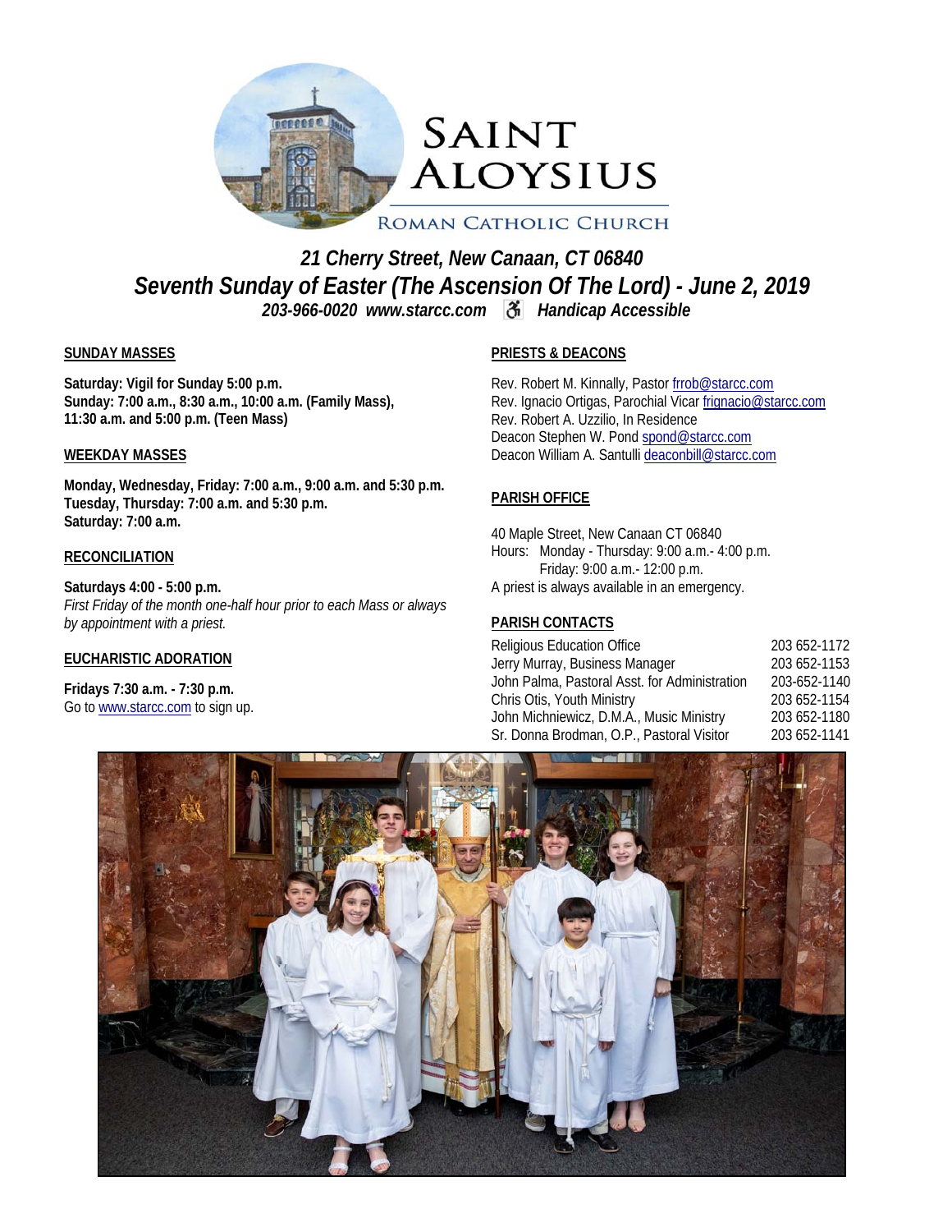# SAINT ALOYSIUS

ROMAN CATHOLIC CHURCH

***21 Cherry Street, New Canaan, CT 06840***

***Seventh Sunday of Easter (The Ascension Of The Lord) - June 2, 2019***

***203-966-0020 www.starcc.com Handicap Accessible***

**SUNDAY MASSES**

**Saturday: Vigil for Sunday 5:00 p.m.**
**Sunday: 7:00 a.m., 8:30 a.m., 10:00 a.m. (Family Mass), 11:30 a.m. and 5:00 p.m. (Teen Mass)**

**WEEKDAY MASSES**

**Monday, Wednesday, Friday: 7:00 a.m., 9:00 a.m. and 5:30 p.m.**
**Tuesday, Thursday: 7:00 a.m. and 5:30 p.m.**
**Saturday: 7:00 a.m.**

**RECONCILIATION**

**Saturdays 4:00 - 5:00 p.m.**
*First Friday of the month one-half hour prior to each Mass or always by appointment with a priest.*

**EUCHARISTIC ADORATION**

**Fridays 7:30 a.m. - 7:30 p.m.**
Go to www.starcc.com to sign up.

**PRIESTS & DEACONS**

Rev. Robert M. Kinnally, Pastor frrob@starcc.com
Rev. Ignacio Ortigas, Parochial Vicar frignacio@starcc.com
Rev. Robert A. Uzzilio, In Residence
Deacon Stephen W. Pond spond@starcc.com
Deacon William A. Santulli deaconbill@starcc.com

**PARISH OFFICE**

40 Maple Street, New Canaan CT 06840
Hours: Monday - Thursday: 9:00 a.m.- 4:00 p.m.
Friday: 9:00 a.m.- 12:00 p.m.
A priest is always available in an emergency.

**PARISH CONTACTS**

| | |
|---|---|
| Religious Education Office | 203 652-1172 |
| Jerry Murray, Business Manager | 203 652-1153 |
| John Palma, Pastoral Asst. for Administration | 203-652-1140 |
| Chris Otis, Youth Ministry | 203 652-1154 |
| John Michniewicz, D.M.A., Music Ministry | 203 652-1180 |
| Sr. Donna Brodman, O.P., Pastoral Visitor | 203 652-1141 |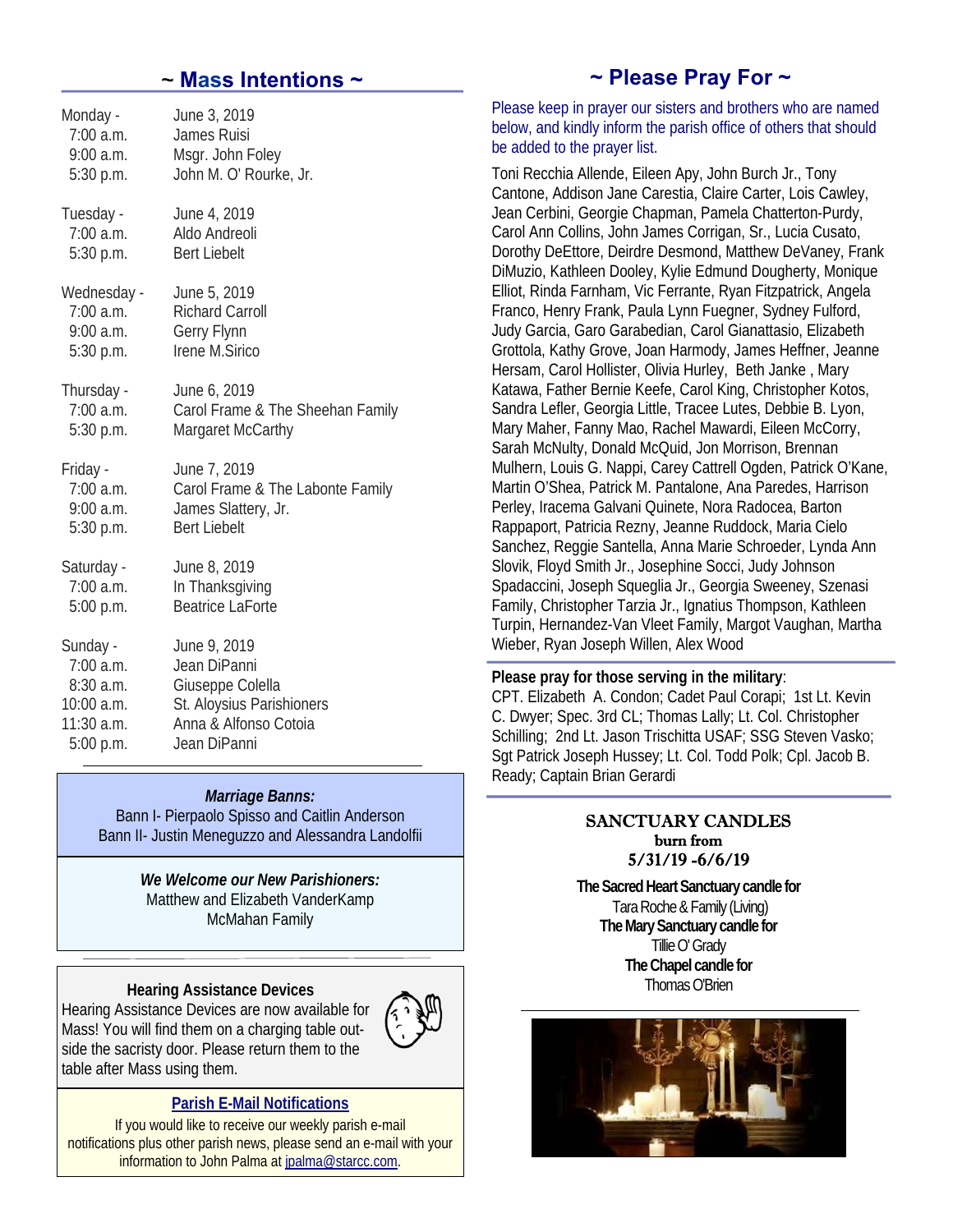## ~ Mass Intentions ~

| | |
|---|---|
| Monday - | June 3, 2019 |
| 7:00 a.m. | James Ruisi |
| 9:00 a.m. | Msgr. John Foley |
| 5:30 p.m. | John M. O' Rourke, Jr. |
| Tuesday - | June 4, 2019 |
| 7:00 a.m. | Aldo Andreoli |
| 5:30 p.m. | Bert Liebelt |
| Wednesday - | June 5, 2019 |
| 7:00 a.m. | Richard Carroll |
| 9:00 a.m. | Gerry Flynn |
| 5:30 p.m. | Irene M.Sirico |
| Thursday - | June 6, 2019 |
| 7:00 a.m. | Carol Frame & The Sheehan Family |
| 5:30 p.m. | Margaret McCarthy |
| Friday - | June 7, 2019 |
| 7:00 a.m. | Carol Frame & The Labonte Family |
| 9:00 a.m. | James Slattery, Jr. |
| 5:30 p.m. | Bert Liebelt |
| Saturday - | June 8, 2019 |
| 7:00 a.m. | In Thanksgiving |
| 5:00 p.m. | Beatrice LaForte |
| Sunday - | June 9, 2019 |
| 7:00 a.m. | Jean DiPanni |
| 8:30 a.m. | Giuseppe Colella |
| 10:00 a.m. | St. Aloysius Parishioners |
| 11:30 a.m. | Anna & Alfonso Cotoia |
| 5:00 p.m. | Jean DiPanni |

***Marriage Banns:***

Bann I- Pierpaolo Spisso and Caitlin Anderson
Bann II- Justin Meneguzzo and Alessandra Landolfii

***We Welcome our New Parishioners:***

Matthew and Elizabeth VanderKamp
McMahan Family

**Hearing Assistance Devices**

Hearing Assistance Devices are now available for Mass! You will find them on a charging table outside the sacristy door. Please return them to the table after Mass using them.

**Parish E-Mail Notifications**

If you would like to receive our weekly parish e-mail notifications plus other parish news, please send an e-mail with your information to John Palma at jpalma@starcc.com.

## ~ Please Pray For ~

Please keep in prayer our sisters and brothers who are named below, and kindly inform the parish office of others that should be added to the prayer list.

Toni Recchia Allende, Eileen Apy, John Burch Jr., Tony Cantone, Addison Jane Carestia, Claire Carter, Lois Cawley, Jean Cerbini, Georgie Chapman, Pamela Chatterton-Purdy, Carol Ann Collins, John James Corrigan, Sr., Lucia Cusato, Dorothy DeEttore, Deirdre Desmond, Matthew DeVaney, Frank DiMuzio, Kathleen Dooley, Kylie Edmund Dougherty, Monique Elliot, Rinda Farnham, Vic Ferrante, Ryan Fitzpatrick, Angela Franco, Henry Frank, Paula Lynn Fuegner, Sydney Fulford, Judy Garcia, Garo Garabedian, Carol Gianattasio, Elizabeth Grottola, Kathy Grove, Joan Harmody, James Heffner, Jeanne Hersam, Carol Hollister, Olivia Hurley, Beth Janke , Mary Katawa, Father Bernie Keefe, Carol King, Christopher Kotos, Sandra Lefler, Georgia Little, Tracee Lutes, Debbie B. Lyon, Mary Maher, Fanny Mao, Rachel Mawardi, Eileen McCorry, Sarah McNulty, Donald McQuid, Jon Morrison, Brennan Mulhern, Louis G. Nappi, Carey Cattrell Ogden, Patrick O'Kane, Martin O'Shea, Patrick M. Pantalone, Ana Paredes, Harrison Perley, Iracema Galvani Quinete, Nora Radocea, Barton Rappaport, Patricia Rezny, Jeanne Ruddock, Maria Cielo Sanchez, Reggie Santella, Anna Marie Schroeder, Lynda Ann Slovik, Floyd Smith Jr., Josephine Socci, Judy Johnson Spadaccini, Joseph Squeglia Jr., Georgia Sweeney, Szenasi Family, Christopher Tarzia Jr., Ignatius Thompson, Kathleen Turpin, Hernandez-Van Vleet Family, Margot Vaughan, Martha Wieber, Ryan Joseph Willen, Alex Wood

**Please pray for those serving in the military**:
CPT. Elizabeth A. Condon; Cadet Paul Corapi; 1st Lt. Kevin C. Dwyer; Spec. 3rd CL; Thomas Lally; Lt. Col. Christopher Schilling; 2nd Lt. Jason Trischitta USAF; SSG Steven Vasko; Sgt Patrick Joseph Hussey; Lt. Col. Todd Polk; Cpl. Jacob B. Ready; Captain Brian Gerardi

### SANCTUARY CANDLES
**burn from**
**5/31/19 -6/6/19**

**The Sacred Heart Sanctuary candle for**
Tara Roche & Family (Living)
**The Mary Sanctuary candle for**
Tillie O' Grady
**The Chapel candle for**
Thomas O'Brien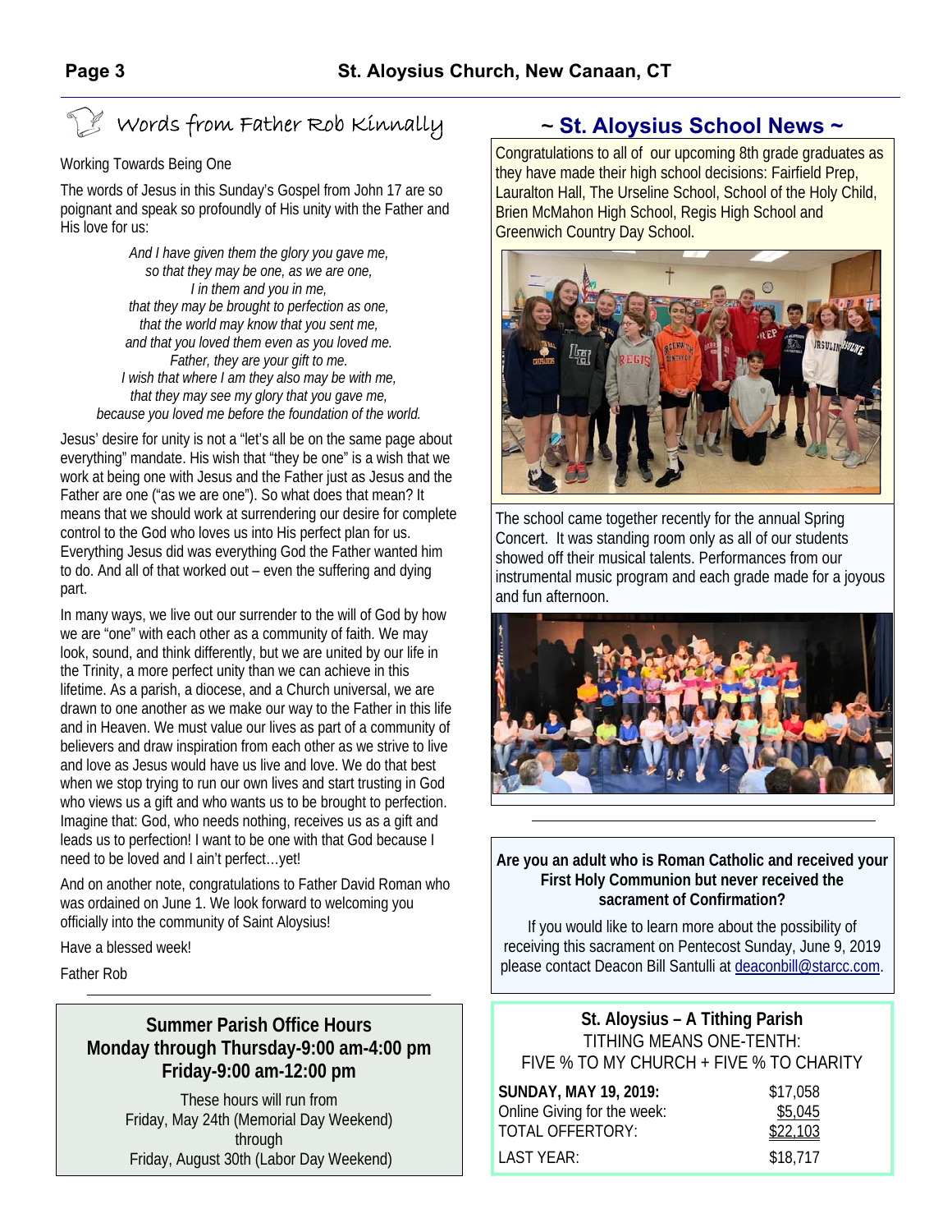## Words from Father Rob Kinnally

Working Towards Being One

The words of Jesus in this Sunday's Gospel from John 17 are so poignant and speak so profoundly of His unity with the Father and His love for us:

*And I have given them the glory you gave me,*
*so that they may be one, as we are one,*
*I in them and you in me,*
*that they may be brought to perfection as one,*
*that the world may know that you sent me,*
*and that you loved them even as you loved me.*
*Father, they are your gift to me.*
*I wish that where I am they also may be with me,*
*that they may see my glory that you gave me,*
*because you loved me before the foundation of the world.*

Jesus' desire for unity is not a "let's all be on the same page about everything" mandate. His wish that "they be one" is a wish that we work at being one with Jesus and the Father just as Jesus and the Father are one ("as we are one"). So what does that mean? It means that we should work at surrendering our desire for complete control to the God who loves us into His perfect plan for us. Everything Jesus did was everything God the Father wanted him to do. And all of that worked out – even the suffering and dying part.

In many ways, we live out our surrender to the will of God by how we are "one" with each other as a community of faith. We may look, sound, and think differently, but we are united by our life in the Trinity, a more perfect unity than we can achieve in this lifetime. As a parish, a diocese, and a Church universal, we are drawn to one another as we make our way to the Father in this life and in Heaven. We must value our lives as part of a community of believers and draw inspiration from each other as we strive to live and love as Jesus would have us live and love. We do that best when we stop trying to run our own lives and start trusting in God who views us a gift and who wants us to be brought to perfection. Imagine that: God, who needs nothing, receives us as a gift and leads us to perfection! I want to be one with that God because I need to be loved and I ain't perfect…yet!

And on another note, congratulations to Father David Roman who was ordained on June 1. We look forward to welcoming you officially into the community of Saint Aloysius!

Have a blessed week!

Father Rob

---

**Summer Parish Office Hours**
**Monday through Thursday-9:00 am-4:00 pm**
**Friday-9:00 am-12:00 pm**

These hours will run from
Friday, May 24th (Memorial Day Weekend)
through
Friday, August 30th (Labor Day Weekend)

## ~ St. Aloysius School News ~

Congratulations to all of our upcoming 8th grade graduates as they have made their high school decisions: Fairfield Prep, Lauralton Hall, The Urseline School, School of the Holy Child, Brien McMahon High School, Regis High School and Greenwich Country Day School.

The school came together recently for the annual Spring Concert. It was standing room only as all of our students showed off their musical talents. Performances from our instrumental music program and each grade made for a joyous and fun afternoon.

---

**Are you an adult who is Roman Catholic and received your First Holy Communion but never received the sacrament of Confirmation?**

If you would like to learn more about the possibility of receiving this sacrament on Pentecost Sunday, June 9, 2019 please contact Deacon Bill Santulli at deaconbill@starcc.com.

---

**St. Aloysius – A Tithing Parish**
TITHING MEANS ONE-TENTH:
FIVE % TO MY CHURCH + FIVE % TO CHARITY

| | |
|---|---|
| **SUNDAY, MAY 19, 2019:** | $17,058 |
| Online Giving for the week: | $5,045 |
| TOTAL OFFERTORY: | $22,103 |
| LAST YEAR: | $18,717 |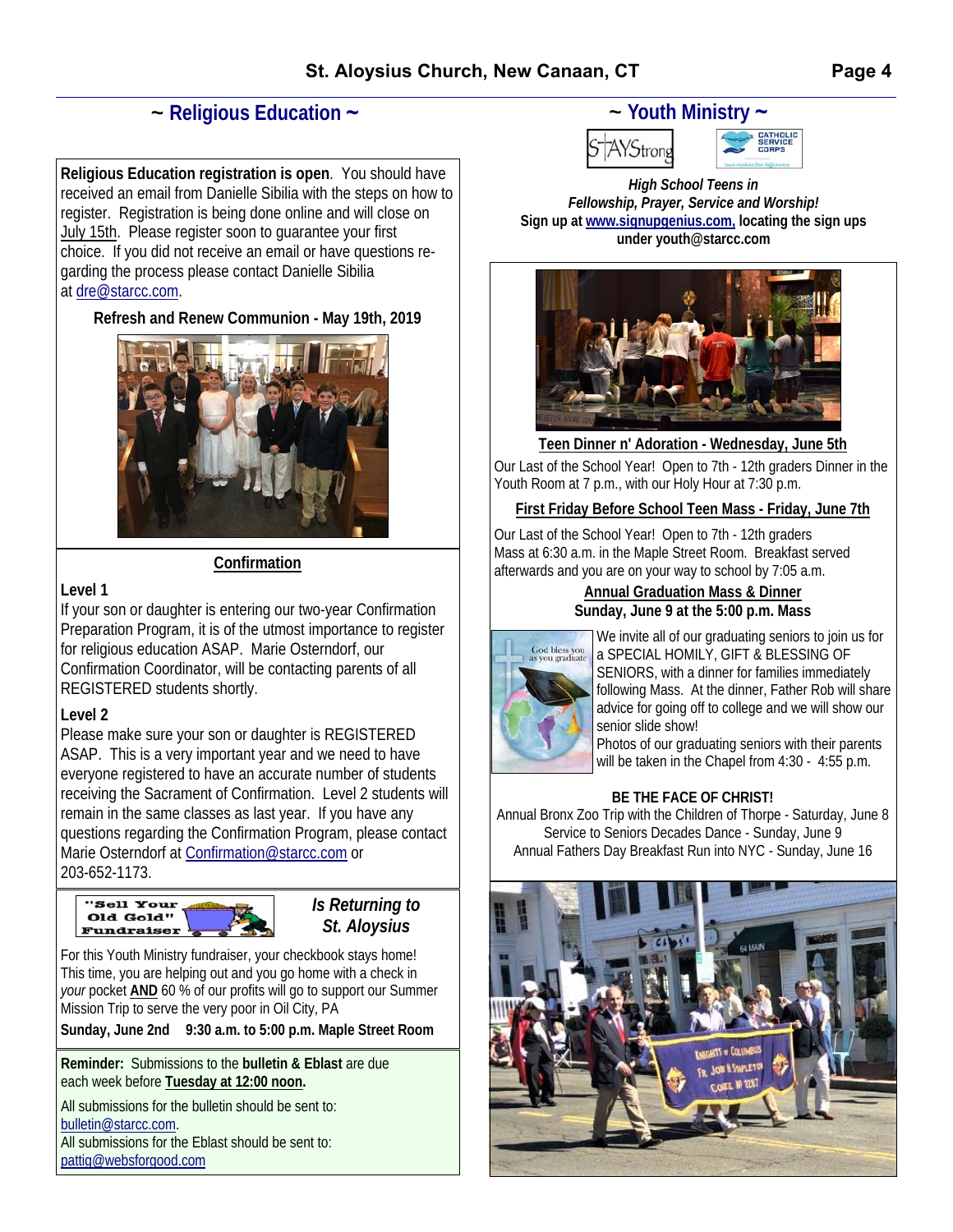## ~ Religious Education ~

**Religious Education registration is open**. You should have received an email from Danielle Sibilia with the steps on how to register. Registration is being done online and will close on July 15th. Please register soon to guarantee your first choice. If you did not receive an email or have questions regarding the process please contact Danielle Sibilia at dre@starcc.com.

**Refresh and Renew Communion - May 19th, 2019**

### Confirmation

**Level 1**

If your son or daughter is entering our two-year Confirmation Preparation Program, it is of the utmost importance to register for religious education ASAP. Marie Osterndorf, our Confirmation Coordinator, will be contacting parents of all REGISTERED students shortly.

**Level 2**

Please make sure your son or daughter is REGISTERED ASAP. This is a very important year and we need to have everyone registered to have an accurate number of students receiving the Sacrament of Confirmation. Level 2 students will remain in the same classes as last year. If you have any questions regarding the Confirmation Program, please contact Marie Osterndorf at Confirmation@starcc.com or 203-652-1173.

**"Sell Your Old Gold" Fundraiser** *Is Returning to St. Aloysius*

For this Youth Ministry fundraiser, your checkbook stays home! This time, you are helping out and you go home with a check in *your* pocket **AND** 60 % of our profits will go to support our Summer Mission Trip to serve the very poor in Oil City, PA

**Sunday, June 2nd 9:30 a.m. to 5:00 p.m. Maple Street Room**

**Reminder:** Submissions to the **bulletin & Eblast** are due each week before **Tuesday at 12:00 noon.**

All submissions for the bulletin should be sent to: bulletin@starcc.com.
All submissions for the Eblast should be sent to: pattig@websforgood.com

## ~ Youth Ministry ~

*High School Teens in Fellowship, Prayer, Service and Worship!*
**Sign up at www.signupgenius.com, locating the sign ups under youth@starcc.com**

**Teen Dinner n' Adoration - Wednesday, June 5th**

Our Last of the School Year! Open to 7th - 12th graders Dinner in the Youth Room at 7 p.m., with our Holy Hour at 7:30 p.m.

**First Friday Before School Teen Mass - Friday, June 7th**

Our Last of the School Year! Open to 7th - 12th graders Mass at 6:30 a.m. in the Maple Street Room. Breakfast served afterwards and you are on your way to school by 7:05 a.m.

**Annual Graduation Mass & Dinner**
**Sunday, June 9 at the 5:00 p.m. Mass**

We invite all of our graduating seniors to join us for a SPECIAL HOMILY, GIFT & BLESSING OF SENIORS, with a dinner for families immediately following Mass. At the dinner, Father Rob will share advice for going off to college and we will show our senior slide show!
Photos of our graduating seniors with their parents will be taken in the Chapel from 4:30 - 4:55 p.m.

**BE THE FACE OF CHRIST!**

Annual Bronx Zoo Trip with the Children of Thorpe - Saturday, June 8
Service to Seniors Decades Dance - Sunday, June 9
Annual Fathers Day Breakfast Run into NYC - Sunday, June 16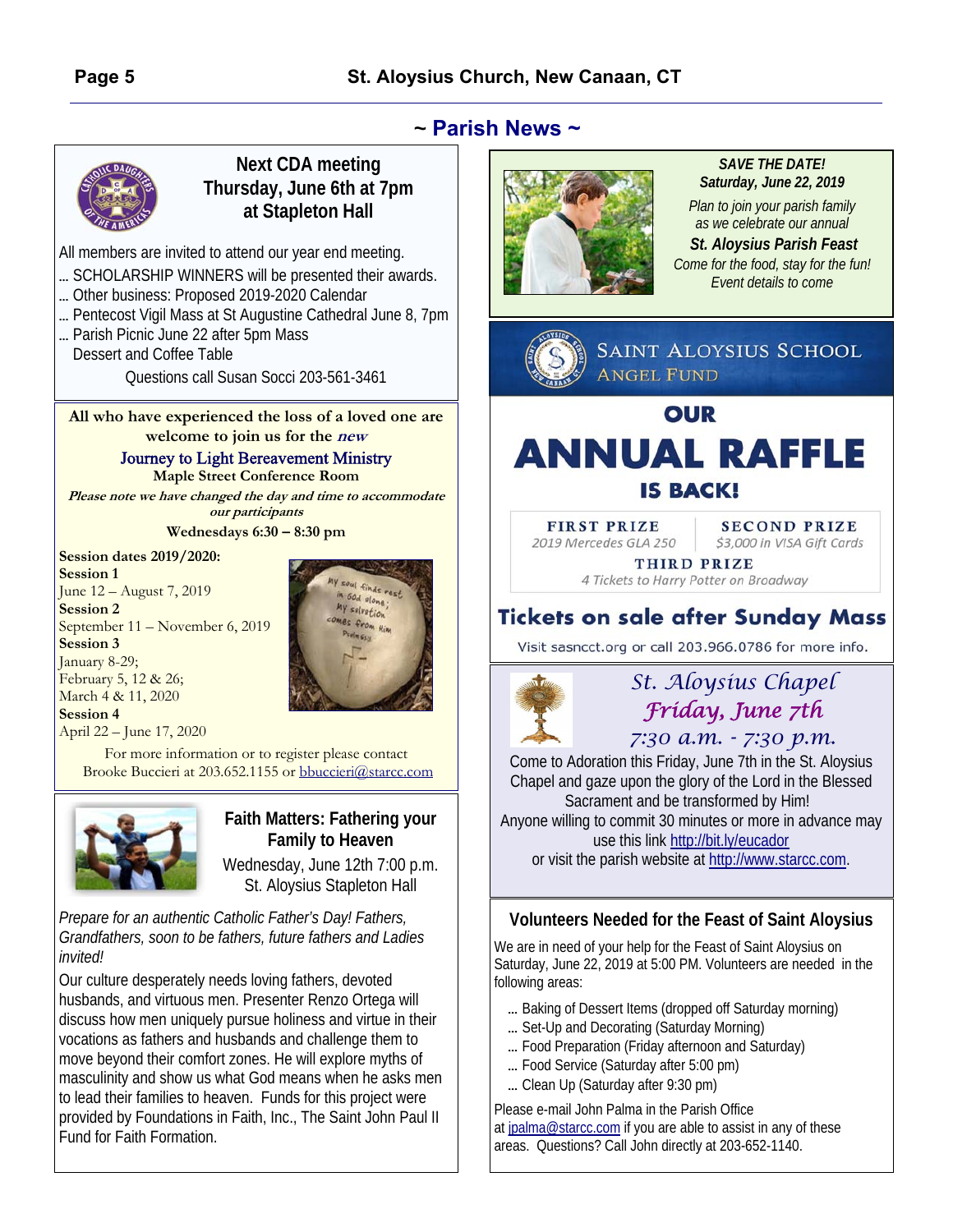## ~ Parish News ~

### Next CDA meeting Thursday, June 6th at 7pm at Stapleton Hall

All members are invited to attend our year end meeting.

- … SCHOLARSHIP WINNERS will be presented their awards.
- … Other business: Proposed 2019-2020 Calendar
- … Pentecost Vigil Mass at St Augustine Cathedral June 8, 7pm
- … Parish Picnic June 22 after 5pm Mass Dessert and Coffee Table

Questions call Susan Socci 203-561-3461

**All who have experienced the loss of a loved one are welcome to join us for the *new***

### Journey to Light Bereavement Ministry

**Maple Street Conference Room**

***Please note we have changed the day and time to accommodate our participants***

**Wednesdays 6:30 – 8:30 pm**

**Session dates 2019/2020:**

**Session 1**
June 12 – August 7, 2019

**Session 2**
September 11 – November 6, 2019

**Session 3**
January 8-29;
February 5, 12 & 26;
March 4 & 11, 2020

**Session 4**
April 22 – June 17, 2020

For more information or to register please contact Brooke Buccieri at 203.652.1155 or bbuccieri@starcc.com

### Faith Matters: Fathering your Family to Heaven

Wednesday, June 12th 7:00 p.m.
St. Aloysius Stapleton Hall

*Prepare for an authentic Catholic Father's Day! Fathers, Grandfathers, soon to be fathers, future fathers and Ladies invited!*

Our culture desperately needs loving fathers, devoted husbands, and virtuous men. Presenter Renzo Ortega will discuss how men uniquely pursue holiness and virtue in their vocations as fathers and husbands and challenge them to move beyond their comfort zones. He will explore myths of masculinity and show us what God means when he asks men to lead their families to heaven. Funds for this project were provided by Foundations in Faith, Inc., The Saint John Paul II Fund for Faith Formation.

***SAVE THE DATE!***
***Saturday, June 22, 2019***

*Plan to join your parish family as we celebrate our annual*

***St. Aloysius Parish Feast***

*Come for the food, stay for the fun!*
*Event details to come*

### SAINT ALOYSIUS SCHOOL ANGEL FUND

## OUR ANNUAL RAFFLE IS BACK!

**FIRST PRIZE**
*2019 Mercedes GLA 250*

**SECOND PRIZE**
*$3,000 in VISA Gift Cards*

**THIRD PRIZE**
*4 Tickets to Harry Potter on Broadway*

**Tickets on sale after Sunday Mass**

Visit sasncct.org or call 203.966.0786 for more info.

### *St. Aloysius Chapel*
### *Friday, June 7th*
### *7:30 a.m. - 7:30 p.m.*

Come to Adoration this Friday, June 7th in the St. Aloysius Chapel and gaze upon the glory of the Lord in the Blessed Sacrament and be transformed by Him!
Anyone willing to commit 30 minutes or more in advance may use this link http://bit.ly/eucador or visit the parish website at http://www.starcc.com.

### Volunteers Needed for the Feast of Saint Aloysius

We are in need of your help for the Feast of Saint Aloysius on Saturday, June 22, 2019 at 5:00 PM. Volunteers are needed in the following areas:

- … Baking of Dessert Items (dropped off Saturday morning)
- … Set-Up and Decorating (Saturday Morning)
- … Food Preparation (Friday afternoon and Saturday)
- … Food Service (Saturday after 5:00 pm)
- … Clean Up (Saturday after 9:30 pm)

Please e-mail John Palma in the Parish Office at jpalma@starcc.com if you are able to assist in any of these areas. Questions? Call John directly at 203-652-1140.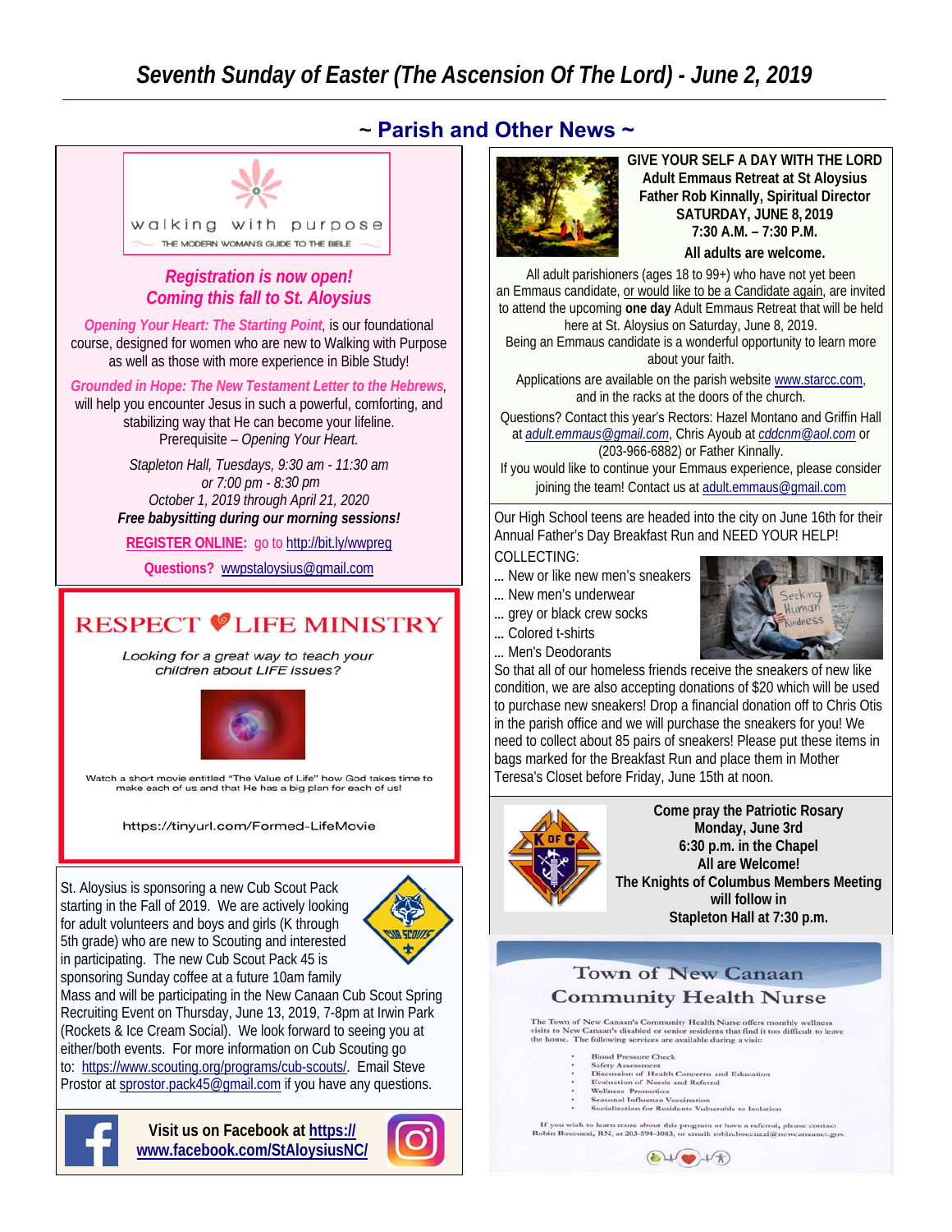# Seventh Sunday of Easter (The Ascension Of The Lord) - June 2, 2019

## ~ Parish and Other News ~

walking with purpose

THE MODERN WOMAN'S GUIDE TO THE BIBLE

***Registration is now open!***
***Coming this fall to St. Aloysius***

*Opening Your Heart: The Starting Point*, is our foundational course, designed for women who are new to Walking with Purpose as well as those with more experience in Bible Study!

*Grounded in Hope: The New Testament Letter to the Hebrews*, will help you encounter Jesus in such a powerful, comforting, and stabilizing way that He can become your lifeline. Prerequisite – *Opening Your Heart.*

*Stapleton Hall, Tuesdays, 9:30 am - 11:30 am*
*or 7:00 pm - 8:30 pm*
*October 1, 2019 through April 21, 2020*
***Free babysitting during our morning sessions!***

**REGISTER ONLINE:** go to http://bit.ly/wwpreg

**Questions?** wwpstaloysius@gmail.com

## RESPECT LIFE MINISTRY

*Looking for a great way to teach your children about LIFE issues?*

Watch a short movie entitled "The Value of Life" how God takes time to make each of us and that He has a big plan for each of us!

https://tinyurl.com/Formed-LifeMovie

St. Aloysius is sponsoring a new Cub Scout Pack starting in the Fall of 2019. We are actively looking for adult volunteers and boys and girls (K through 5th grade) who are new to Scouting and interested in participating. The new Cub Scout Pack 45 is sponsoring Sunday coffee at a future 10am family Mass and will be participating in the New Canaan Cub Scout Spring Recruiting Event on Thursday, June 13, 2019, 7-8pm at Irwin Park (Rockets & Ice Cream Social). We look forward to seeing you at either/both events. For more information on Cub Scouting go to: https://www.scouting.org/programs/cub-scouts/. Email Steve Prostor at sprostor.pack45@gmail.com if you have any questions.

**Visit us on Facebook at https://www.facebook.com/StAloysiusNC/**

**GIVE YOUR SELF A DAY WITH THE LORD**
**Adult Emmaus Retreat at St Aloysius**
**Father Rob Kinnally, Spiritual Director**
**SATURDAY, JUNE 8, 2019**
**7:30 A.M. – 7:30 P.M.**
**All adults are welcome.**

All adult parishioners (ages 18 to 99+) who have not yet been an Emmaus candidate, or would like to be a Candidate again, are invited to attend the upcoming **one day** Adult Emmaus Retreat that will be held here at St. Aloysius on Saturday, June 8, 2019. Being an Emmaus candidate is a wonderful opportunity to learn more about your faith.

Applications are available on the parish website www.starcc.com, and in the racks at the doors of the church.

Questions? Contact this year's Rectors: Hazel Montano and Griffin Hall at *adult.emmaus@gmail.com*, Chris Ayoub at *cddcnm@aol.com* or (203-966-6882) or Father Kinnally.

If you would like to continue your Emmaus experience, please consider joining the team! Contact us at adult.emmaus@gmail.com

Our High School teens are headed into the city on June 16th for their Annual Father's Day Breakfast Run and NEED YOUR HELP!

COLLECTING:

... New or like new men's sneakers
... New men's underwear
... grey or black crew socks
... Colored t-shirts
... Men's Deodorants

So that all of our homeless friends receive the sneakers of new like condition, we are also accepting donations of $20 which will be used to purchase new sneakers! Drop a financial donation off to Chris Otis in the parish office and we will purchase the sneakers for you! We need to collect about 85 pairs of sneakers! Please put these items in bags marked for the Breakfast Run and place them in Mother Teresa's Closet before Friday, June 15th at noon.

**Come pray the Patriotic Rosary**
**Monday, June 3rd**
**6:30 p.m. in the Chapel**
**All are Welcome!**
**The Knights of Columbus Members Meeting will follow in**
**Stapleton Hall at 7:30 p.m.**

## Town of New Canaan Community Health Nurse

The Town of New Canaan's Community Health Nurse offers monthly wellness visits to New Canaan's disabled or senior residents that find it too difficult to leave the home. The following services are available during a visit:

- Blood Pressure Check
- Safety Assessment
- Discussion of Health Concerns and Education
- Evaluation of Needs and Referral
- Wellness Promotion
- Seasonal Influenza Vaccination
- Socialization for Residents Vulnerable to Isolation

If you wish to learn more about this program or have a referral, please contact Robin Boccuzzi, RN, at 203-594-3083, or email: robin.boccuzzi@newcanaanct.gov